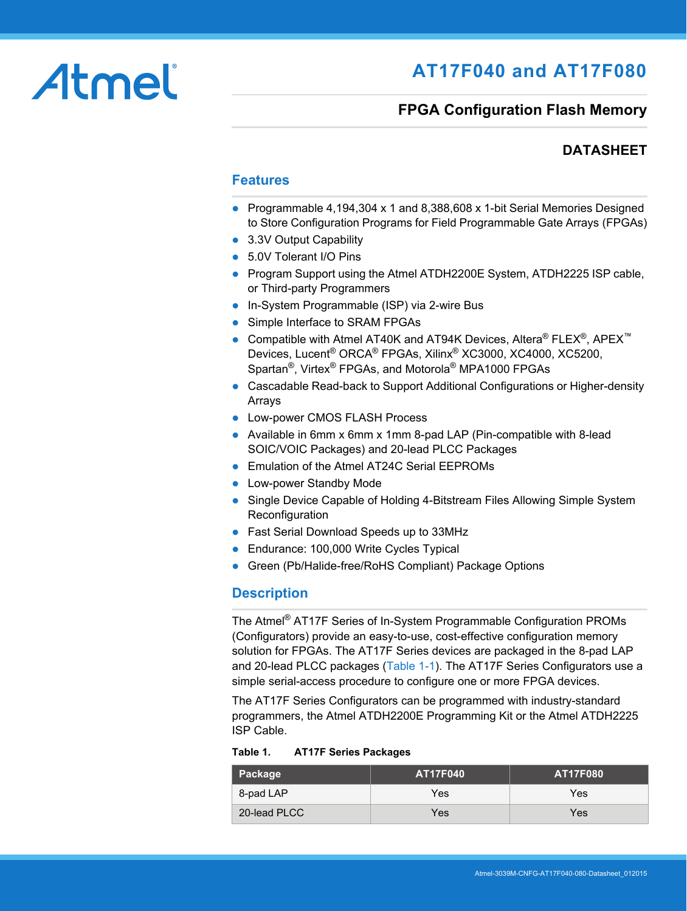# AT17F040 and AT17F080

## FPGA Configuration Flash Memory

**DATASHEET**

## Features

- Programmable 4,194,304 x 1 and 8,388,608 x 1-bit Serial Memories Designed to Store Configuration Programs for Field Programmable Gate Arrays (FPGAs)
- 3.3V Output Capability
- 5.0V Tolerant I/O Pins
- Program Support using the Atmel ATDH2200E System, ATDH2225 ISP cable, or Third-party Programmers
- In-System Programmable (ISP) via 2-wire Bus
- Simple Interface to SRAM FPGAs
- Compatible with Atmel AT40K and AT94K Devices, Altera® FLEX®, APEX™ Devices, Lucent® ORCA® FPGAs, Xilinx® XC3000, XC4000, XC5200, Spartan®, Virtex® FPGAs, and Motorola® MPA1000 FPGAs
- Cascadable Read-back to Support Additional Configurations or Higher-density Arrays
- Low-power CMOS FLASH Process
- Available in 6mm x 6mm x 1mm 8-pad LAP (Pin-compatible with 8-lead SOIC/VOIC Packages) and 20-lead PLCC Packages
- Emulation of the Atmel AT24C Serial EEPROMs
- Low-power Standby Mode
- Single Device Capable of Holding 4-Bitstream Files Allowing Simple System Reconfiguration
- Fast Serial Download Speeds up to 33MHz
- Endurance: 100,000 Write Cycles Typical
- Green (Pb/Halide-free/RoHS Compliant) Package Options

## Description

The Atmel® AT17F Series of In-System Programmable Configuration PROMs (Configurators) provide an easy-to-use, cost-effective configuration memory solution for FPGAs. The AT17F Series devices are packaged in the 8-pad LAP and 20-lead PLCC packages (Table 1-1). The AT17F Series Configurators use a simple serial-access procedure to configure one or more FPGA devices.

The AT17F Series Configurators can be programmed with industry-standard programmers, the Atmel ATDH2200E Programming Kit or the Atmel ATDH2225 ISP Cable.

**Table 1. AT17F Series Packages**

| Package | AT17F040 | AT17F080 |
|---|---|---|
| 8-pad LAP | Yes | Yes |
| 20-lead PLCC | Yes | Yes |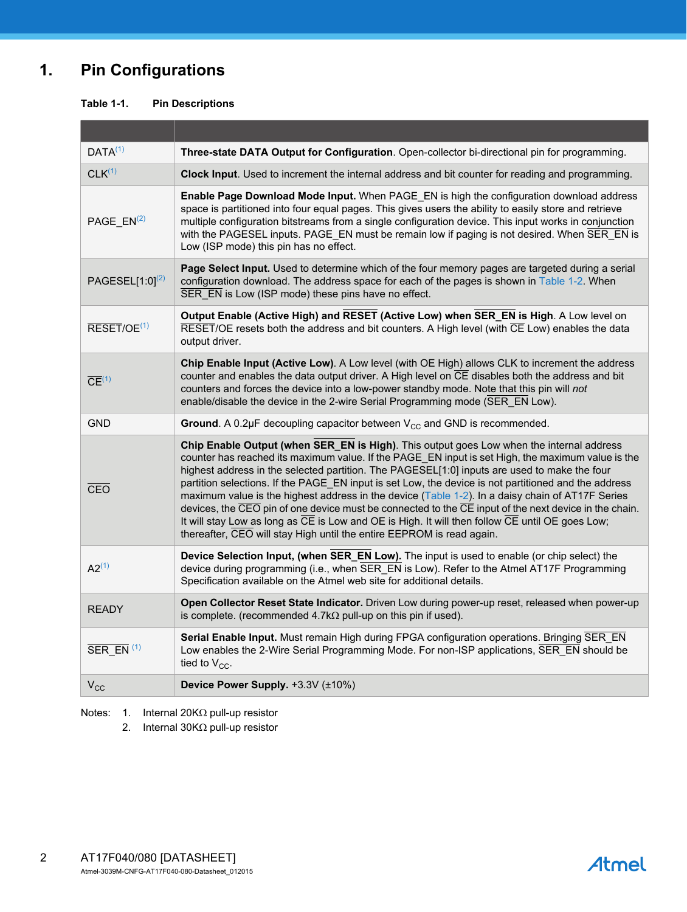# 1. Pin Configurations

**Table 1-1. Pin Descriptions**

| | |
|---|---|
| DATA[1] | **Three-state DATA Output for Configuration**. Open-collector bi-directional pin for programming. |
| CLK[1] | **Clock Input**. Used to increment the internal address and bit counter for reading and programming. |
| PAGE_EN[2] | **Enable Page Download Mode Input.** When PAGE_EN is high the configuration download address space is partitioned into four equal pages. This gives users the ability to easily store and retrieve multiple configuration bitstreams from a single configuration device. This input works in conjunction with the PAGESEL inputs. PAGE_EN must be remain low if paging is not desired. When SER_EN is Low (ISP mode) this pin has no effect. |
| PAGESEL[1:0][2] | **Page Select Input.** Used to determine which of the four memory pages are targeted during a serial configuration download. The address space for each of the pages is shown in Table 1-2. When SER_EN is Low (ISP mode) these pins have no effect. |
| RESET/OE[1] | **Output Enable (Active High) and RESET (Active Low) when SER_EN is High**. A Low level on RESET/OE resets both the address and bit counters. A High level (with CE Low) enables the data output driver. |
| CE[1] | **Chip Enable Input (Active Low)**. A Low level (with OE High) allows CLK to increment the address counter and enables the data output driver. A High level on CE disables both the address and bit counters and forces the device into a low-power standby mode. Note that this pin will *not* enable/disable the device in the 2-wire Serial Programming mode (SER_EN Low). |
| GND | **Ground**. A 0.2µF decoupling capacitor between $V_{CC}$ and GND is recommended. |
| CEO | **Chip Enable Output (when SER_EN is High)**. This output goes Low when the internal address counter has reached its maximum value. If the PAGE_EN input is set High, the maximum value is the highest address in the selected partition. The PAGESEL[1:0] inputs are used to make the four partition selections. If the PAGE_EN input is set Low, the device is not partitioned and the address maximum value is the highest address in the device (Table 1-2). In a daisy chain of AT17F Series devices, the CEO pin of one device must be connected to the CE input of the next device in the chain. It will stay Low as long as CE is Low and OE is High. It will then follow CE until OE goes Low; thereafter, CEO will stay High until the entire EEPROM is read again. |
| A2[1] | **Device Selection Input, (when SER_EN Low).** The input is used to enable (or chip select) the device during programming (i.e., when SER_EN is Low). Refer to the Atmel AT17F Programming Specification available on the Atmel web site for additional details. |
| READY | **Open Collector Reset State Indicator.** Driven Low during power-up reset, released when power-up is complete. (recommended 4.7kΩ pull-up on this pin if used). |
| SER_EN [1] | **Serial Enable Input.** Must remain High during FPGA configuration operations. Bringing SER_EN Low enables the 2-Wire Serial Programming Mode. For non-ISP applications, SER_EN should be tied to $V_{CC}$. |
| $V_{CC}$ | **Device Power Supply.** +3.3V (±10%) |

Notes: 1. Internal 20KΩ pull-up resistor
2. Internal 30KΩ pull-up resistor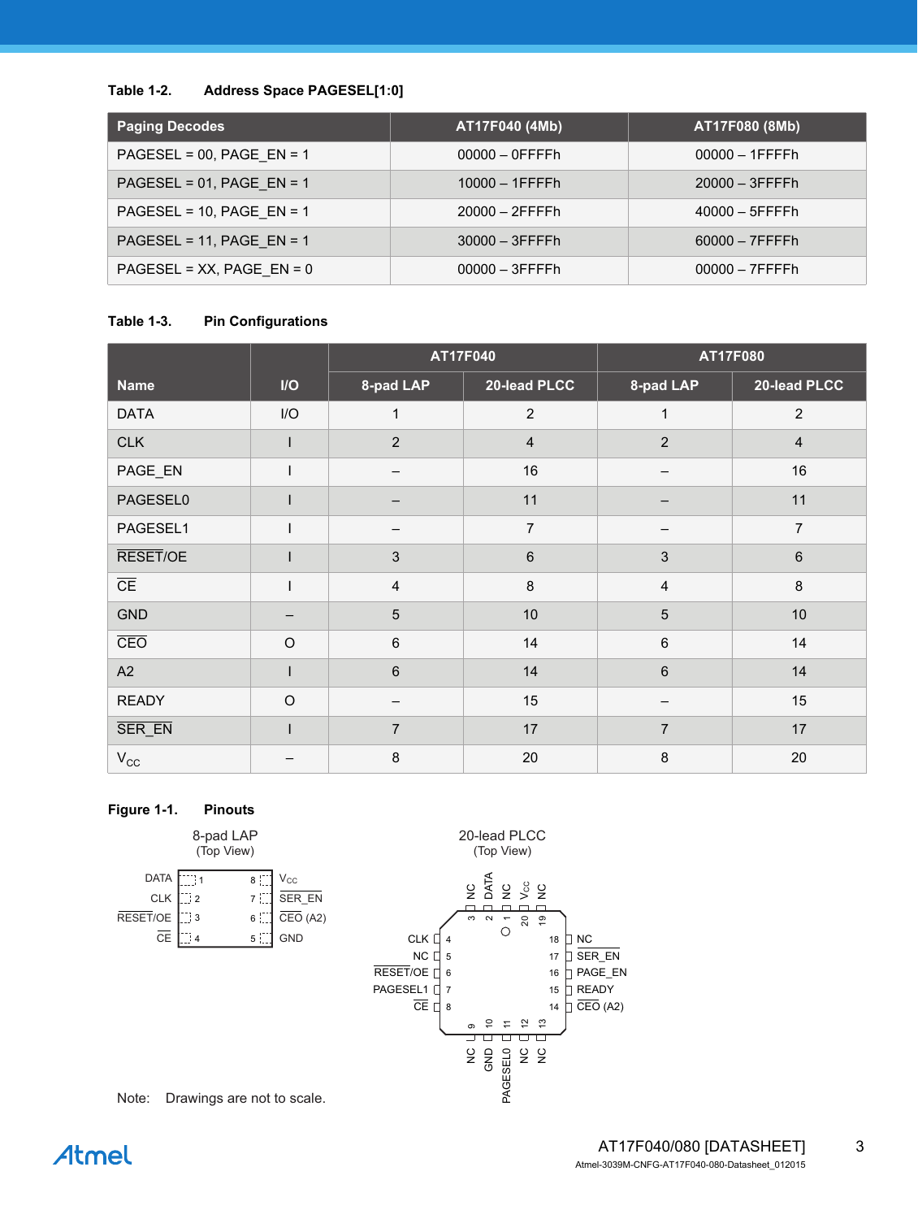**Table 1-2. Address Space PAGESEL[1:0]**

| Paging Decodes | AT17F040 (4Mb) | AT17F080 (8Mb) |
|---|---|---|
| PAGESEL = 00, PAGE_EN = 1 | 00000 – 0FFFFh | 00000 – 1FFFFh |
| PAGESEL = 01, PAGE_EN = 1 | 10000 – 1FFFFh | 20000 – 3FFFFh |
| PAGESEL = 10, PAGE_EN = 1 | 20000 – 2FFFFh | 40000 – 5FFFFh |
| PAGESEL = 11, PAGE_EN = 1 | 30000 – 3FFFFh | 60000 – 7FFFFh |
| PAGESEL = XX, PAGE_EN = 0 | 00000 – 3FFFFh | 00000 – 7FFFFh |

**Table 1-3. Pin Configurations**

| Name | I/O | AT17F040 | | AT17F080 | |
|---|---|---|---|---|---|
| | | 8-pad LAP | 20-lead PLCC | 8-pad LAP | 20-lead PLCC |
| DATA | I/O | 1 | 2 | 1 | 2 |
| CLK | I | 2 | 4 | 2 | 4 |
| PAGE_EN | I | – | 16 | – | 16 |
| PAGESEL0 | I | – | 11 | – | 11 |
| PAGESEL1 | I | – | 7 | – | 7 |
| $\overline{\text{RESET}}$/OE | I | 3 | 6 | 3 | 6 |
| $\overline{\text{CE}}$ | I | 4 | 8 | 4 | 8 |
| GND | – | 5 | 10 | 5 | 10 |
| $\overline{\text{CEO}}$ | O | 6 | 14 | 6 | 14 |
| A2 | I | 6 | 14 | 6 | 14 |
| READY | O | – | 15 | – | 15 |
| $\overline{\text{SER\_EN}}$ | I | 7 | 17 | 7 | 17 |
| $V_{CC}$ | – | 8 | 20 | 8 | 20 |

**Figure 1-1. Pinouts**

8-pad LAP (Top View)

| Left Pin | # | # | Right Pin |
|---|---|---|---|
| DATA | 1 | 8 | $V_{CC}$ |
| CLK | 2 | 7 | $\overline{\text{SER\_EN}}$ |
| $\overline{\text{RESET}}$/OE | 3 | 6 | $\overline{\text{CEO}}$ (A2) |
| $\overline{\text{CE}}$ | 4 | 5 | GND |

20-lead PLCC (Top View)

| Pin | Name | Pin | Name |
|---|---|---|---|
| 1 | NC | 11 | PAGESEL0 |
| 2 | DATA | 12 | NC |
| 3 | NC | 13 | NC |
| 4 | CLK | 14 | $\overline{\text{CEO}}$ (A2) |
| 5 | NC | 15 | READY |
| 6 | $\overline{\text{RESET}}$/OE | 16 | PAGE_EN |
| 7 | PAGESEL1 | 17 | $\overline{\text{SER\_EN}}$ |
| 8 | $\overline{\text{CE}}$ | 18 | NC |
| 9 | NC | 19 | NC |
| 10 | GND | 20 | $V_{CC}$ |

Note: Drawings are not to scale.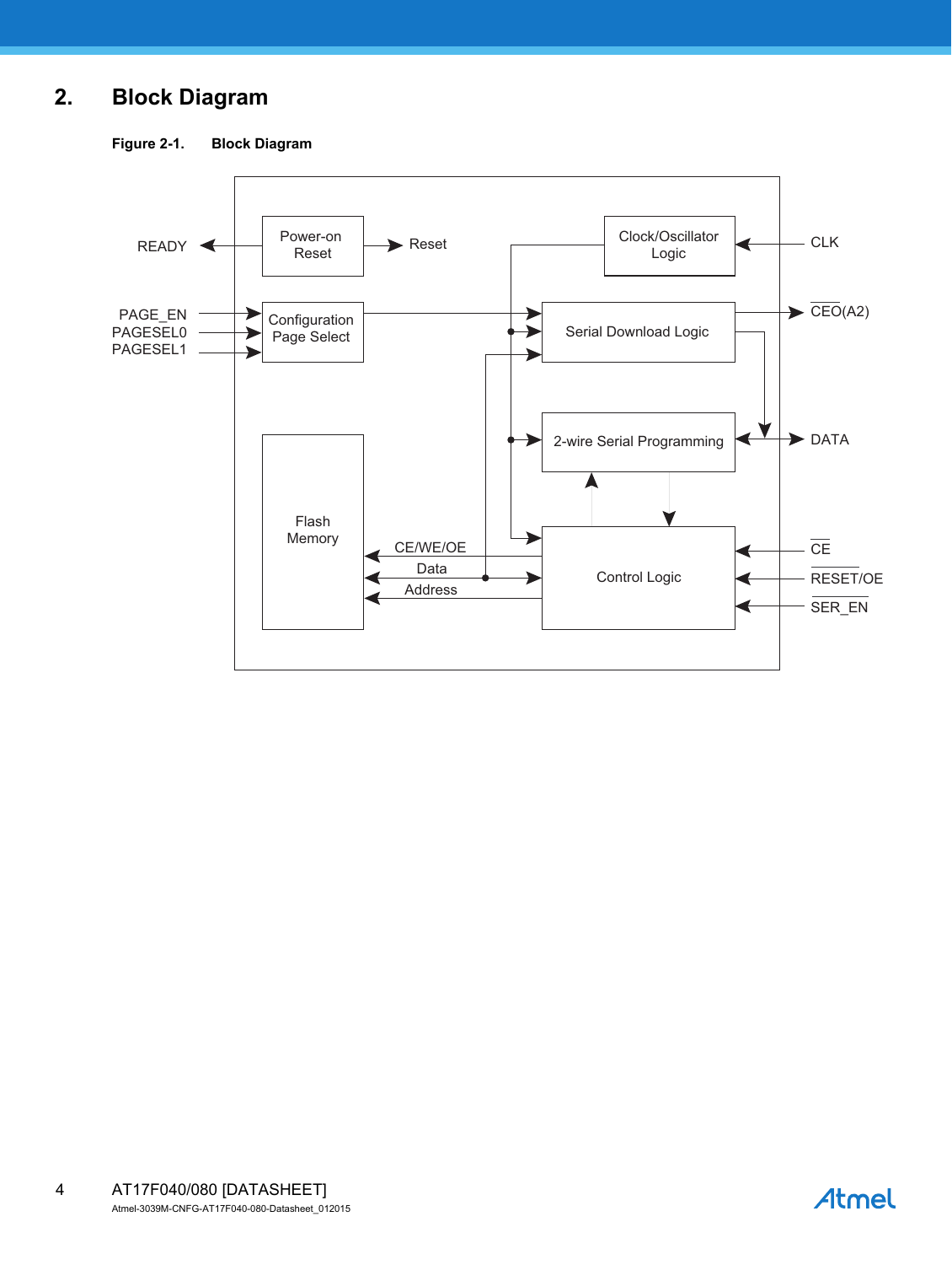## 2. Block Diagram

**Figure 2-1. Block Diagram**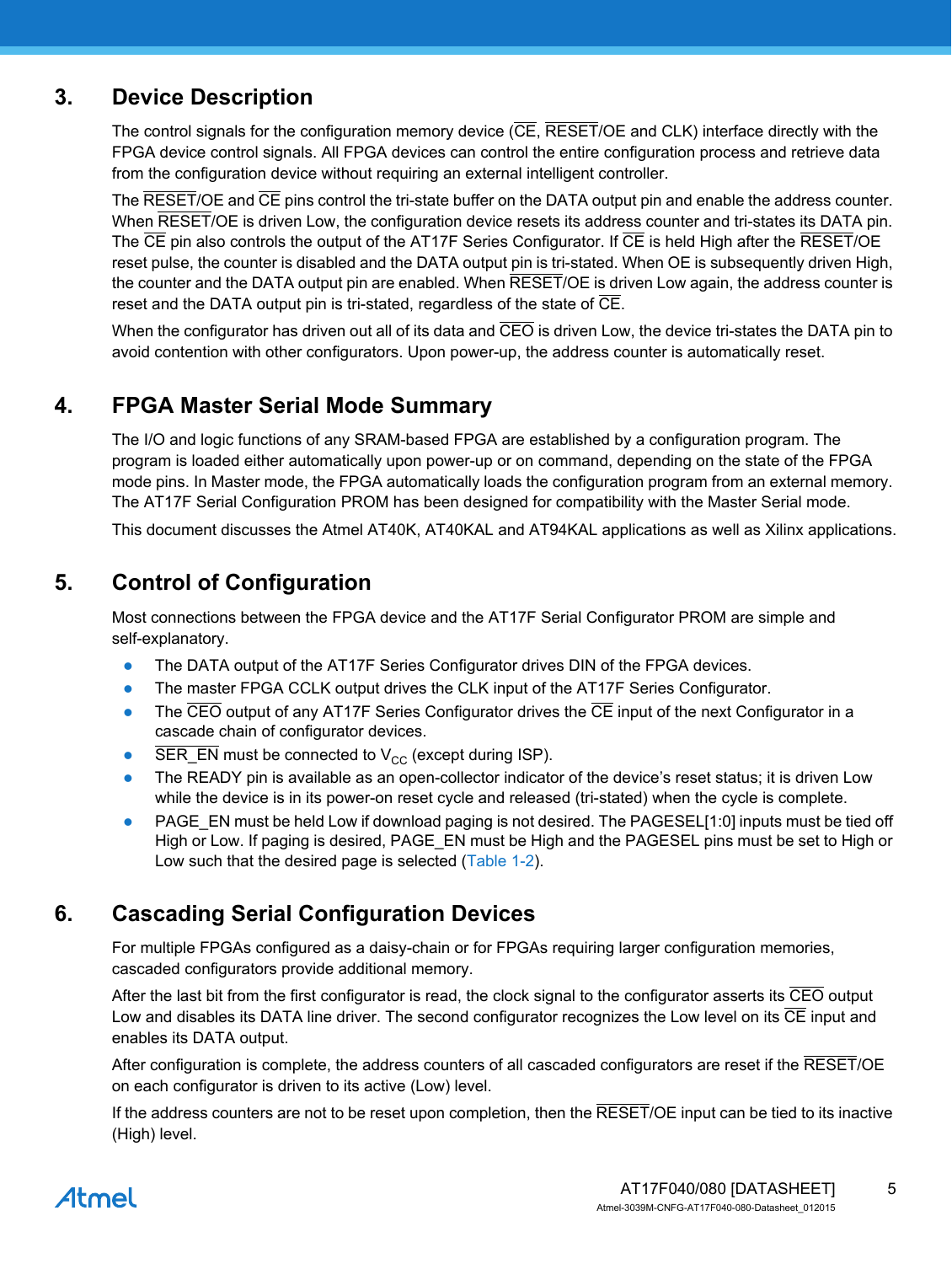## 3. Device Description

The control signals for the configuration memory device ($\overline{CE}$, $\overline{RESET}$/OE and CLK) interface directly with the FPGA device control signals. All FPGA devices can control the entire configuration process and retrieve data from the configuration device without requiring an external intelligent controller.

The $\overline{RESET}$/OE and $\overline{CE}$ pins control the tri-state buffer on the DATA output pin and enable the address counter. When $\overline{RESET}$/OE is driven Low, the configuration device resets its address counter and tri-states its DATA pin. The $\overline{CE}$ pin also controls the output of the AT17F Series Configurator. If $\overline{CE}$ is held High after the $\overline{RESET}$/OE reset pulse, the counter is disabled and the DATA output pin is tri-stated. When OE is subsequently driven High, the counter and the DATA output pin are enabled. When $\overline{RESET}$/OE is driven Low again, the address counter is reset and the DATA output pin is tri-stated, regardless of the state of $\overline{CE}$.

When the configurator has driven out all of its data and $\overline{CEO}$ is driven Low, the device tri-states the DATA pin to avoid contention with other configurators. Upon power-up, the address counter is automatically reset.

## 4. FPGA Master Serial Mode Summary

The I/O and logic functions of any SRAM-based FPGA are established by a configuration program. The program is loaded either automatically upon power-up or on command, depending on the state of the FPGA mode pins. In Master mode, the FPGA automatically loads the configuration program from an external memory. The AT17F Serial Configuration PROM has been designed for compatibility with the Master Serial mode.

This document discusses the Atmel AT40K, AT40KAL and AT94KAL applications as well as Xilinx applications.

## 5. Control of Configuration

Most connections between the FPGA device and the AT17F Serial Configurator PROM are simple and self-explanatory.

- The DATA output of the AT17F Series Configurator drives DIN of the FPGA devices.
- The master FPGA CCLK output drives the CLK input of the AT17F Series Configurator.
- The $\overline{CEO}$ output of any AT17F Series Configurator drives the $\overline{CE}$ input of the next Configurator in a cascade chain of configurator devices.
- $\overline{SER\_EN}$ must be connected to $V_{CC}$ (except during ISP).
- The READY pin is available as an open-collector indicator of the device's reset status; it is driven Low while the device is in its power-on reset cycle and released (tri-stated) when the cycle is complete.
- PAGE_EN must be held Low if download paging is not desired. The PAGESEL[1:0] inputs must be tied off High or Low. If paging is desired, PAGE_EN must be High and the PAGESEL pins must be set to High or Low such that the desired page is selected (Table 1-2).

## 6. Cascading Serial Configuration Devices

For multiple FPGAs configured as a daisy-chain or for FPGAs requiring larger configuration memories, cascaded configurators provide additional memory.

After the last bit from the first configurator is read, the clock signal to the configurator asserts its $\overline{CEO}$ output Low and disables its DATA line driver. The second configurator recognizes the Low level on its $\overline{CE}$ input and enables its DATA output.

After configuration is complete, the address counters of all cascaded configurators are reset if the $\overline{RESET}$/OE on each configurator is driven to its active (Low) level.

If the address counters are not to be reset upon completion, then the $\overline{RESET}$/OE input can be tied to its inactive (High) level.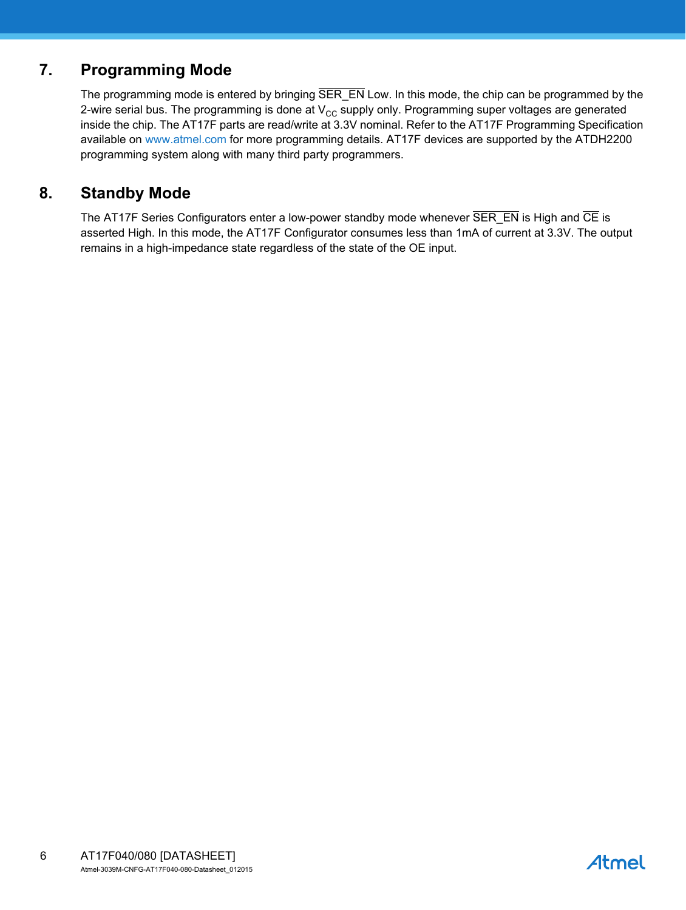## 7. Programming Mode

The programming mode is entered by bringing $\overline{\text{SER\_EN}}$ Low. In this mode, the chip can be programmed by the 2-wire serial bus. The programming is done at $V_{CC}$ supply only. Programming super voltages are generated inside the chip. The AT17F parts are read/write at 3.3V nominal. Refer to the AT17F Programming Specification available on www.atmel.com for more programming details. AT17F devices are supported by the ATDH2200 programming system along with many third party programmers.

## 8. Standby Mode

The AT17F Series Configurators enter a low-power standby mode whenever $\overline{\text{SER\_EN}}$ is High and $\overline{\text{CE}}$ is asserted High. In this mode, the AT17F Configurator consumes less than 1mA of current at 3.3V. The output remains in a high-impedance state regardless of the state of the OE input.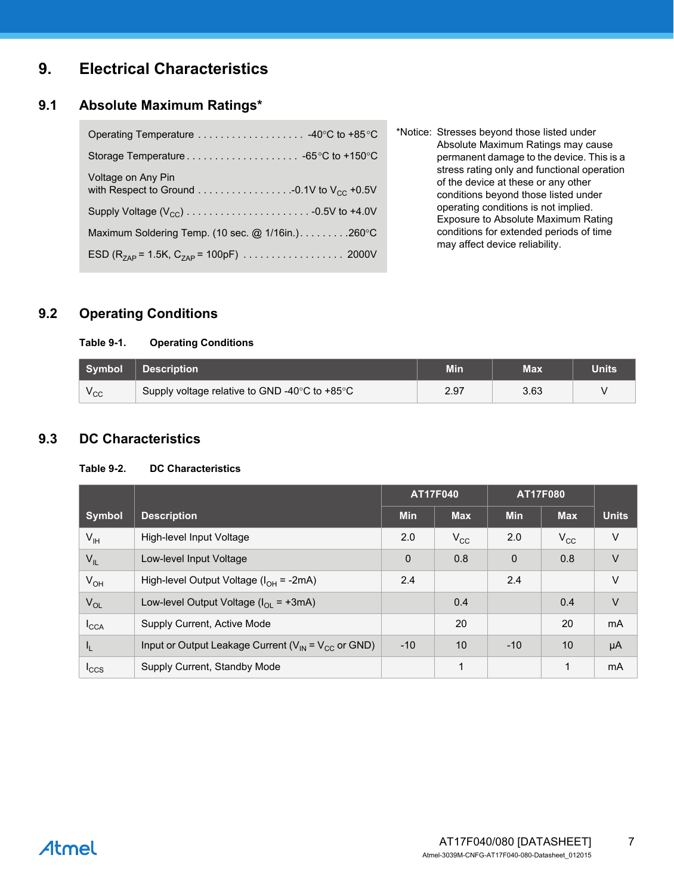# 9. Electrical Characteristics

## 9.1 Absolute Maximum Ratings*

Operating Temperature . . . . . . . . . . . . . . . . . . . -40°C to +85°C

Storage Temperature . . . . . . . . . . . . . . . . . . . . -65°C to +150°C

Voltage on Any Pin
with Respect to Ground . . . . . . . . . . . . . . . . .-0.1V to $V_{CC}$ +0.5V

Supply Voltage ($V_{CC}$) . . . . . . . . . . . . . . . . . . . . . . -0.5V to +4.0V

Maximum Soldering Temp. (10 sec. @ 1/16in.). . . . . . . . .260°C

ESD ($R_{ZAP}$ = 1.5K, $C_{ZAP}$ = 100pF) . . . . . . . . . . . . . . . . . . 2000V

*Notice: Stresses beyond those listed under Absolute Maximum Ratings may cause permanent damage to the device. This is a stress rating only and functional operation of the device at these or any other conditions beyond those listed under operating conditions is not implied. Exposure to Absolute Maximum Rating conditions for extended periods of time may affect device reliability.

## 9.2 Operating Conditions

**Table 9-1. Operating Conditions**

| Symbol | Description | Min | Max | Units |
|---|---|---|---|---|
| $V_{CC}$ | Supply voltage relative to GND -40°C to +85°C | 2.97 | 3.63 | V |

## 9.3 DC Characteristics

**Table 9-2. DC Characteristics**

| Symbol | Description | AT17F040 | | AT17F080 | | Units |
|---|---|---|---|---|---|---|
| | | Min | Max | Min | Max | |
| $V_{IH}$ | High-level Input Voltage | 2.0 | $V_{CC}$ | 2.0 | $V_{CC}$ | V |
| $V_{IL}$ | Low-level Input Voltage | 0 | 0.8 | 0 | 0.8 | V |
| $V_{OH}$ | High-level Output Voltage ($I_{OH}$ = -2mA) | 2.4 | | 2.4 | | V |
| $V_{OL}$ | Low-level Output Voltage ($I_{OL}$ = +3mA) | | 0.4 | | 0.4 | V |
| $I_{CCA}$ | Supply Current, Active Mode | | 20 | | 20 | mA |
| $I_L$ | Input or Output Leakage Current ($V_{IN}$ = $V_{CC}$ or GND) | -10 | 10 | -10 | 10 | µA |
| $I_{CCS}$ | Supply Current, Standby Mode | | 1 | | 1 | mA |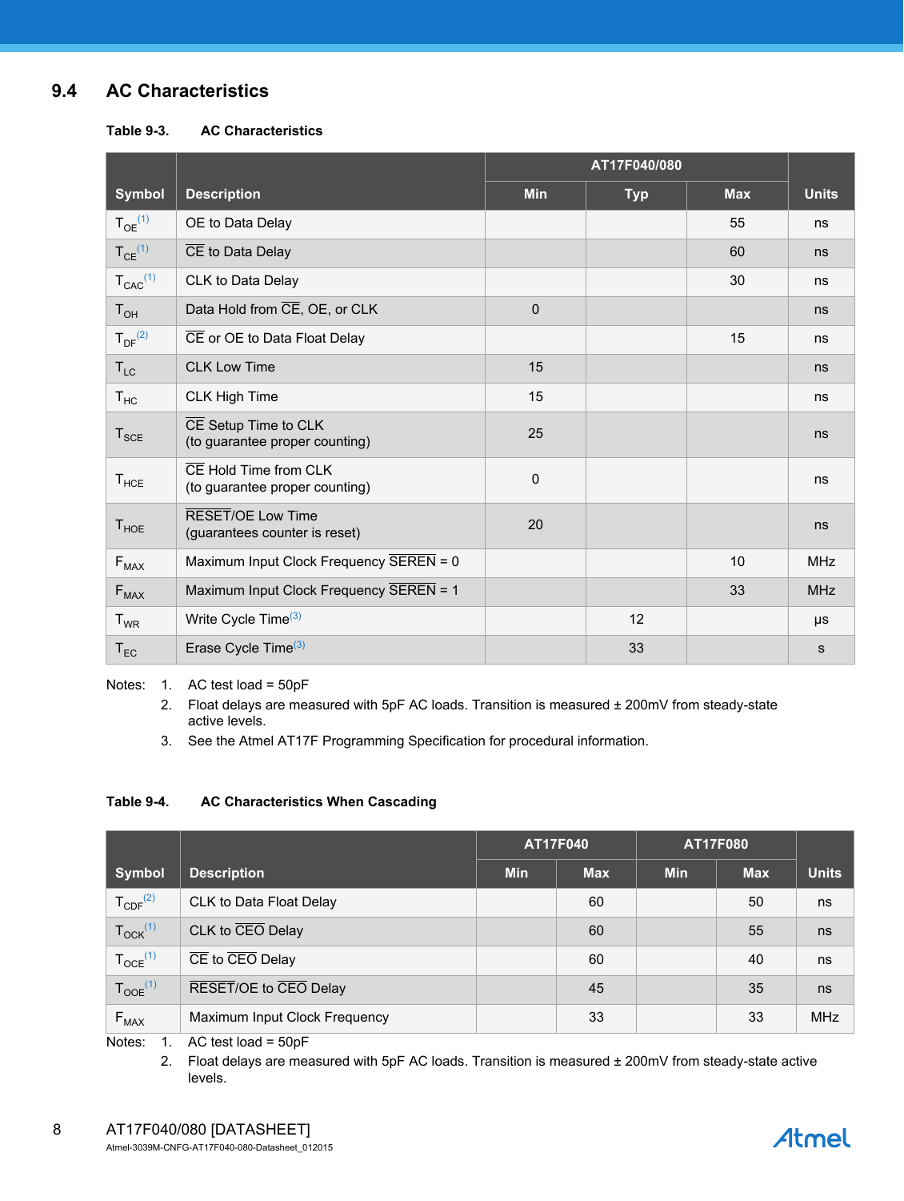## 9.4 AC Characteristics

**Table 9-3. AC Characteristics**

| Symbol | Description | AT17F040/080 | | | Units |
|---|---|---|---|---|---|
| | | Min | Typ | Max | |
| $T_{OE}$[1] | OE to Data Delay | | | 55 | ns |
| $T_{CE}$[1] | $\overline{CE}$ to Data Delay | | | 60 | ns |
| $T_{CAC}$[1] | CLK to Data Delay | | | 30 | ns |
| $T_{OH}$ | Data Hold from $\overline{CE}$, OE, or CLK | 0 | | | ns |
| $T_{DF}$[2] | $\overline{CE}$ or OE to Data Float Delay | | | 15 | ns |
| $T_{LC}$ | CLK Low Time | 15 | | | ns |
| $T_{HC}$ | CLK High Time | 15 | | | ns |
| $T_{SCE}$ | $\overline{CE}$ Setup Time to CLK (to guarantee proper counting) | 25 | | | ns |
| $T_{HCE}$ | $\overline{CE}$ Hold Time from CLK (to guarantee proper counting) | 0 | | | ns |
| $T_{HOE}$ | $\overline{RESET}$/OE Low Time (guarantees counter is reset) | 20 | | | ns |
| $F_{MAX}$ | Maximum Input Clock Frequency $\overline{SEREN}$ = 0 | | | 10 | MHz |
| $F_{MAX}$ | Maximum Input Clock Frequency $\overline{SEREN}$ = 1 | | | 33 | MHz |
| $T_{WR}$ | Write Cycle Time[3] | | 12 | | µs |
| $T_{EC}$ | Erase Cycle Time[3] | | 33 | | s |

Notes:
1. AC test load = 50pF
2. Float delays are measured with 5pF AC loads. Transition is measured ± 200mV from steady-state active levels.
3. See the Atmel AT17F Programming Specification for procedural information.

**Table 9-4. AC Characteristics When Cascading**

| Symbol | Description | AT17F040 | | AT17F080 | | Units |
|---|---|---|---|---|---|---|
| | | Min | Max | Min | Max | |
| $T_{CDF}$[2] | CLK to Data Float Delay | | 60 | | 50 | ns |
| $T_{OCK}$[1] | CLK to $\overline{CEO}$ Delay | | 60 | | 55 | ns |
| $T_{OCE}$[1] | $\overline{CE}$ to $\overline{CEO}$ Delay | | 60 | | 40 | ns |
| $T_{OOE}$[1] | $\overline{RESET}$/OE to $\overline{CEO}$ Delay | | 45 | | 35 | ns |
| $F_{MAX}$ | Maximum Input Clock Frequency | | 33 | | 33 | MHz |

Notes:
1. AC test load = 50pF
2. Float delays are measured with 5pF AC loads. Transition is measured ± 200mV from steady-state active levels.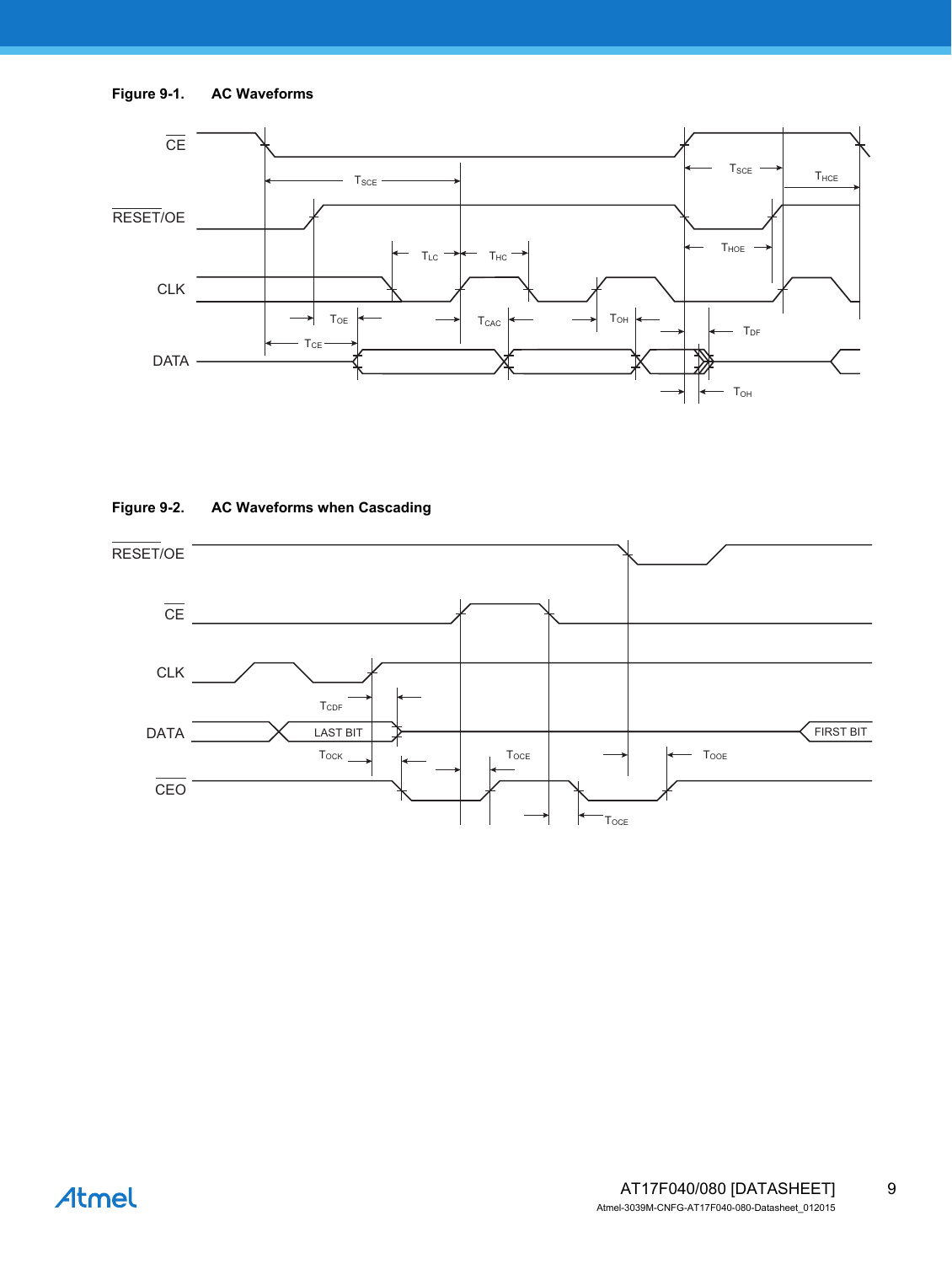**Figure 9-1. AC Waveforms**

**Figure 9-2. AC Waveforms when Cascading**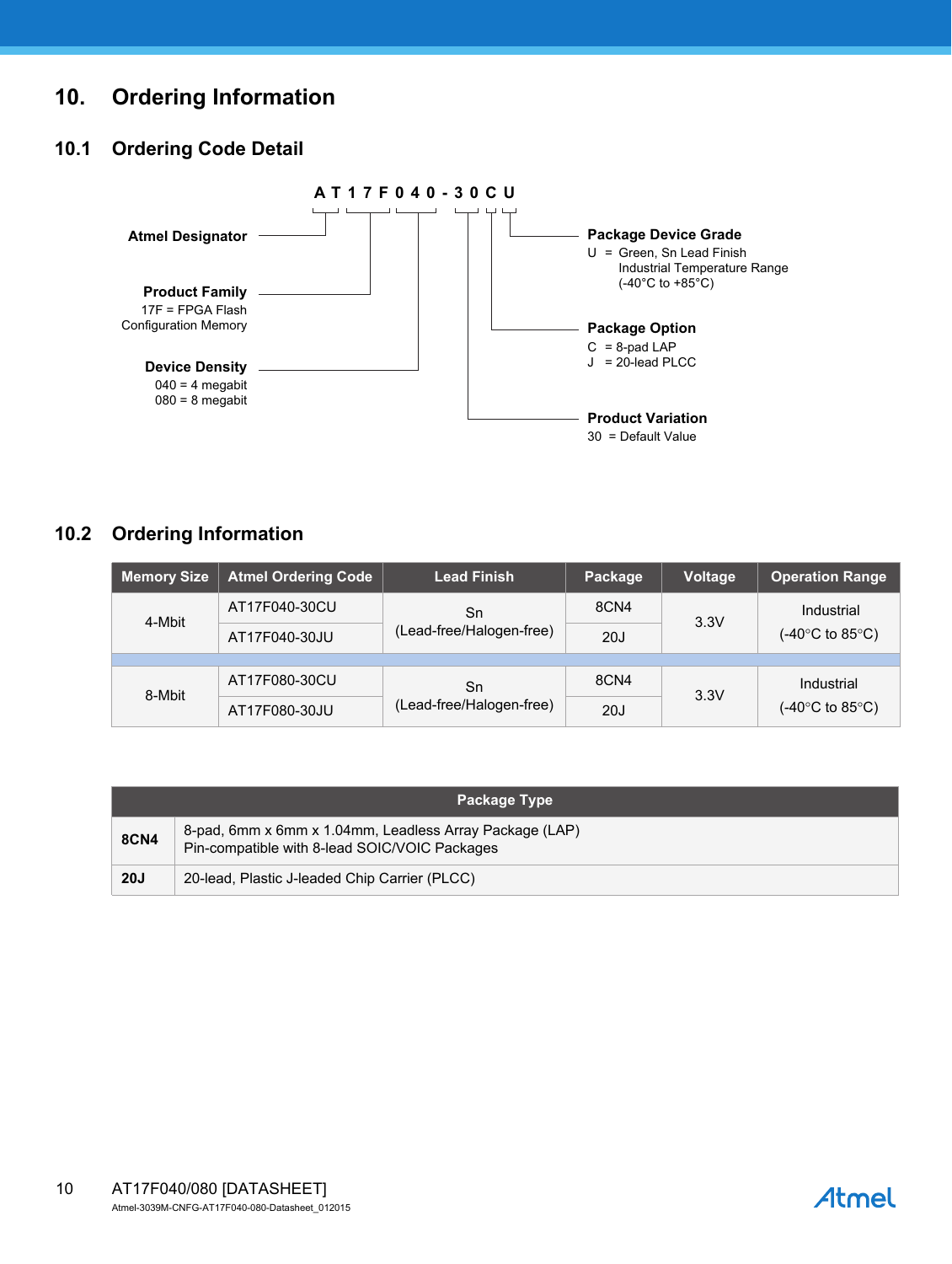# 10. Ordering Information

## 10.1 Ordering Code Detail

**A T 1 7 F 0 4 0 - 3 0 C U**

**Atmel Designator**

**Product Family**
17F = FPGA Flash Configuration Memory

**Device Density**
040 = 4 megabit
080 = 8 megabit

**Package Device Grade**
U = Green, Sn Lead Finish Industrial Temperature Range (-40°C to +85°C)

**Package Option**
C = 8-pad LAP
J = 20-lead PLCC

**Product Variation**
30 = Default Value

## 10.2 Ordering Information

| Memory Size | Atmel Ordering Code | Lead Finish | Package | Voltage | Operation Range |
|---|---|---|---|---|---|
| 4-Mbit | AT17F040-30CU | Sn (Lead-free/Halogen-free) | 8CN4 | 3.3V | Industrial (-40°C to 85°C) |
| | AT17F040-30JU | | 20J | | |
| 8-Mbit | AT17F080-30CU | Sn (Lead-free/Halogen-free) | 8CN4 | 3.3V | Industrial (-40°C to 85°C) |
| | AT17F080-30JU | | 20J | | |

| Package Type | |
|---|---|
| **8CN4** | 8-pad, 6mm x 6mm x 1.04mm, Leadless Array Package (LAP) Pin-compatible with 8-lead SOIC/VOIC Packages |
| **20J** | 20-lead, Plastic J-leaded Chip Carrier (PLCC) |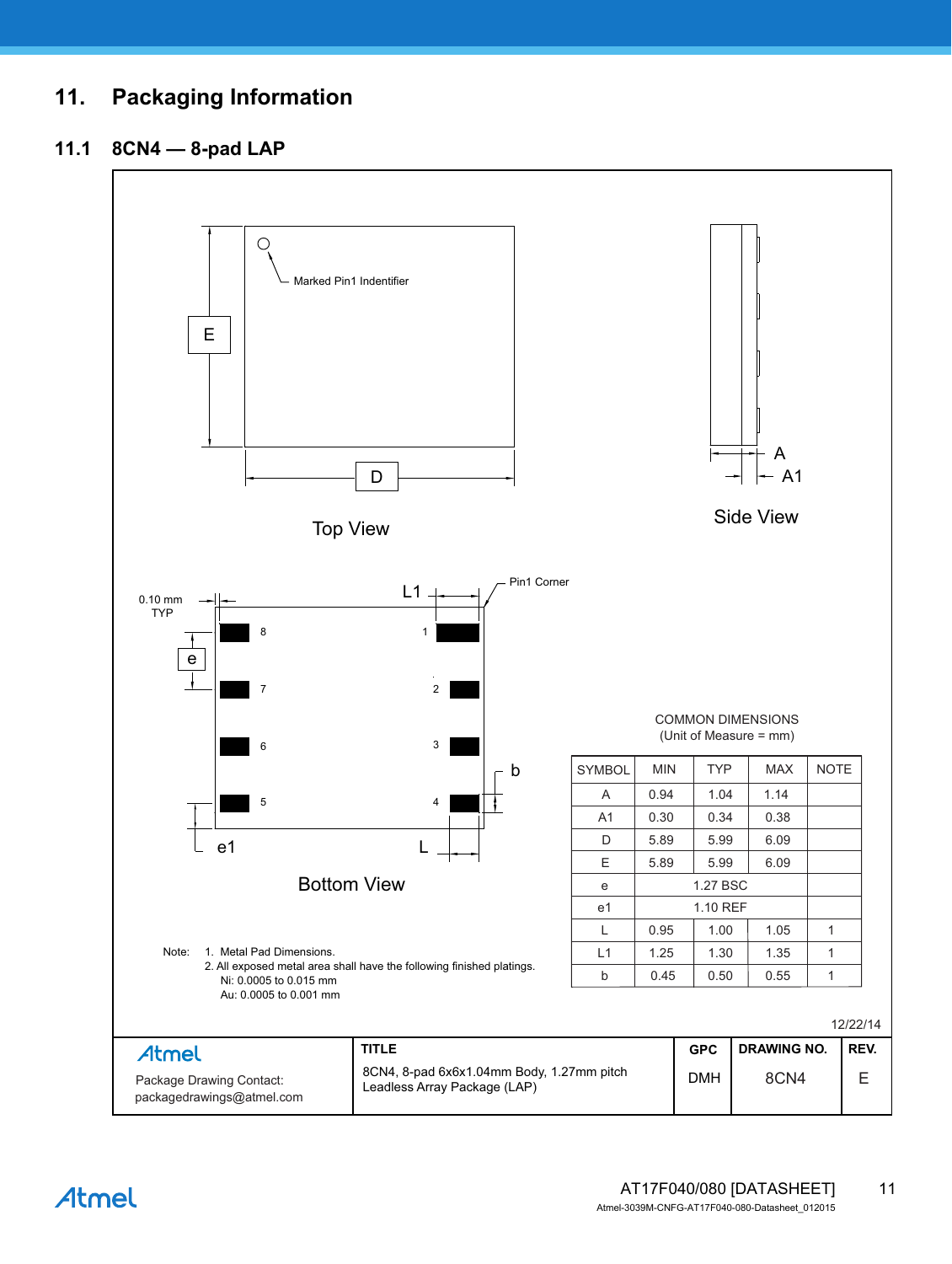## 11. Packaging Information

### 11.1 8CN4 — 8-pad LAP

Marked Pin1 Indentifier

E

D

Top View

A

A1

Side View

0.10 mm TYP

L1

Pin1 Corner

e

8 1

7 2

6 3

5 4

b

e1

L

Bottom View

COMMON DIMENSIONS
(Unit of Measure = mm)

| SYMBOL | MIN | TYP | MAX | NOTE |
|---|---|---|---|---|
| A | 0.94 | 1.04 | 1.14 | |
| A1 | 0.30 | 0.34 | 0.38 | |
| D | 5.89 | 5.99 | 6.09 | |
| E | 5.89 | 5.99 | 6.09 | |
| e | | 1.27 BSC | | |
| e1 | | 1.10 REF | | |
| L | 0.95 | 1.00 | 1.05 | 1 |
| L1 | 1.25 | 1.30 | 1.35 | 1 |
| b | 0.45 | 0.50 | 0.55 | 1 |

Note:
1. Metal Pad Dimensions.
2. All exposed metal area shall have the following finished platings.
   Ni: 0.0005 to 0.015 mm
   Au: 0.0005 to 0.001 mm

12/22/14

| Atmel<br>Package Drawing Contact:<br>packagedrawings@atmel.com | TITLE<br>8CN4, 8-pad 6x6x1.04mm Body, 1.27mm pitch Leadless Array Package (LAP) | GPC<br>DMH | DRAWING NO.<br>8CN4 | REV.<br>E |
|---|---|---|---|---|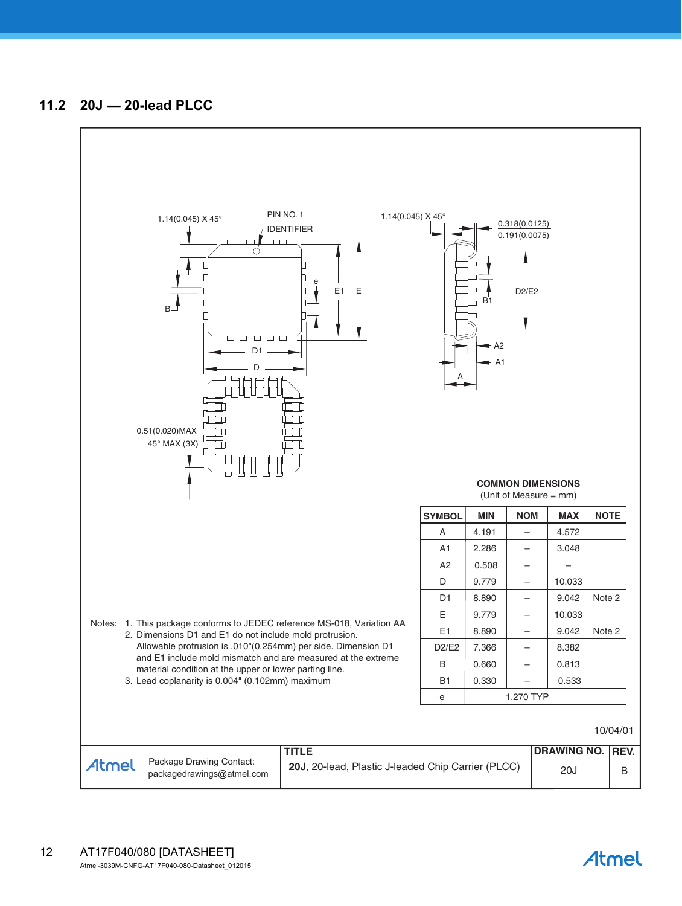## 11.2 20J — 20-lead PLCC

1.14(0.045) X 45°

PIN NO. 1 IDENTIFIER

1.14(0.045) X 45°

0.318(0.0125)
0.191(0.0075)

0.51(0.020)MAX
45° MAX (3X)

**COMMON DIMENSIONS**
(Unit of Measure = mm)

| SYMBOL | MIN | NOM | MAX | NOTE |
|---|---|---|---|---|
| A | 4.191 | – | 4.572 | |
| A1 | 2.286 | – | 3.048 | |
| A2 | 0.508 | – | – | |
| D | 9.779 | – | 10.033 | |
| D1 | 8.890 | – | 9.042 | Note 2 |
| E | 9.779 | – | 10.033 | |
| E1 | 8.890 | – | 9.042 | Note 2 |
| D2/E2 | 7.366 | – | 8.382 | |
| B | 0.660 | – | 0.813 | |
| B1 | 0.330 | – | 0.533 | |
| e | | 1.270 TYP | | |

Notes:
1. This package conforms to JEDEC reference MS-018, Variation AA
2. Dimensions D1 and E1 do not include mold protrusion. Allowable protrusion is .010"(0.254mm) per side. Dimension D1 and E1 include mold mismatch and are measured at the extreme material condition at the upper or lower parting line.
3. Lead coplanarity is 0.004" (0.102mm) maximum

10/04/01

| Atmel | Package Drawing Contact: packagedrawings@atmel.com | TITLE: **20J**, 20-lead, Plastic J-leaded Chip Carrier (PLCC) | DRAWING NO. 20J | REV. B |
|---|---|---|---|---|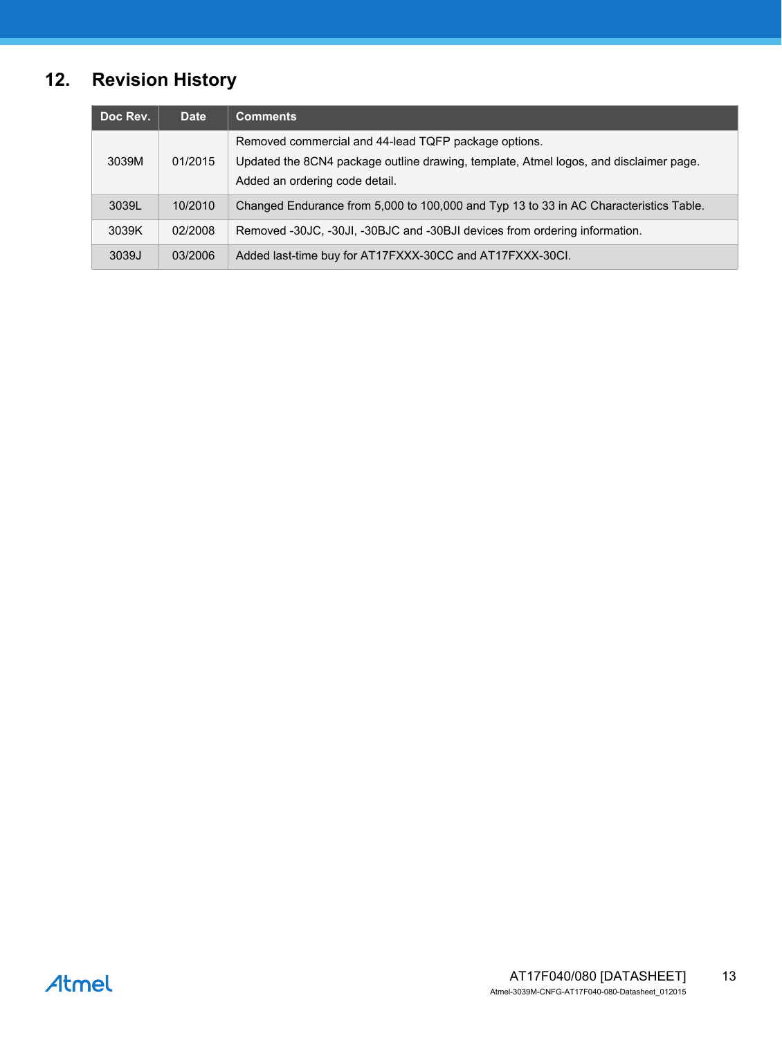## 12. Revision History

| Doc Rev. | Date | Comments |
|---|---|---|
| 3039M | 01/2015 | Removed commercial and 44-lead TQFP package options.<br>Updated the 8CN4 package outline drawing, template, Atmel logos, and disclaimer page.<br>Added an ordering code detail. |
| 3039L | 10/2010 | Changed Endurance from 5,000 to 100,000 and Typ 13 to 33 in AC Characteristics Table. |
| 3039K | 02/2008 | Removed -30JC, -30JI, -30BJC and -30BJI devices from ordering information. |
| 3039J | 03/2006 | Added last-time buy for AT17FXXX-30CC and AT17FXXX-30CI. |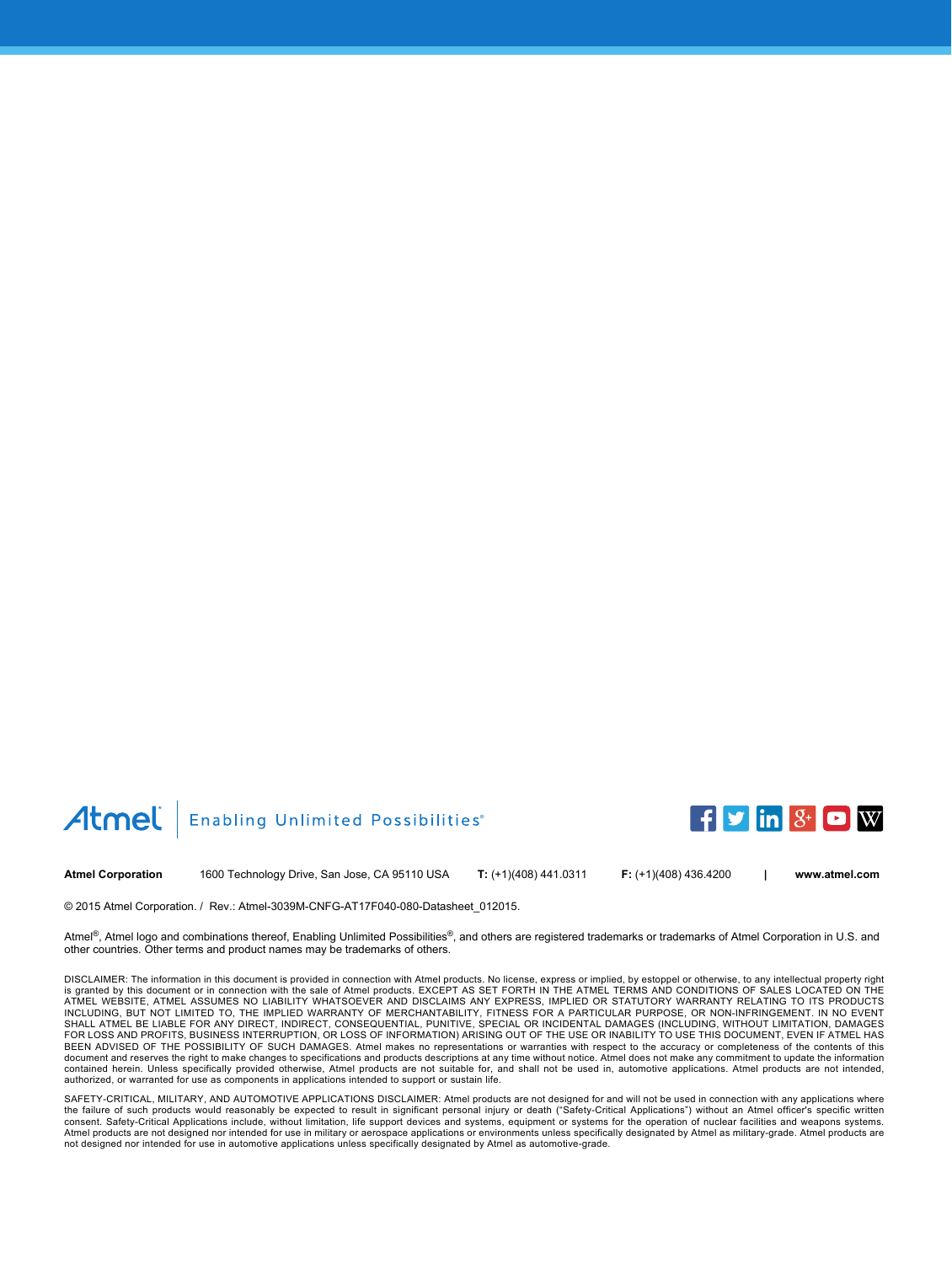Atmel | Enabling Unlimited Possibilities®

**Atmel Corporation** 1600 Technology Drive, San Jose, CA 95110 USA **T:** (+1)(408) 441.0311 **F:** (+1)(408) 436.4200 | **www.atmel.com**

© 2015 Atmel Corporation. / Rev.: Atmel-3039M-CNFG-AT17F040-080-Datasheet_012015.

Atmel®, Atmel logo and combinations thereof, Enabling Unlimited Possibilities®, and others are registered trademarks or trademarks of Atmel Corporation in U.S. and other countries. Other terms and product names may be trademarks of others.

DISCLAIMER: The information in this document is provided in connection with Atmel products. No license, express or implied, by estoppel or otherwise, to any intellectual property right is granted by this document or in connection with the sale of Atmel products. EXCEPT AS SET FORTH IN THE ATMEL TERMS AND CONDITIONS OF SALES LOCATED ON THE ATMEL WEBSITE, ATMEL ASSUMES NO LIABILITY WHATSOEVER AND DISCLAIMS ANY EXPRESS, IMPLIED OR STATUTORY WARRANTY RELATING TO ITS PRODUCTS INCLUDING, BUT NOT LIMITED TO, THE IMPLIED WARRANTY OF MERCHANTABILITY, FITNESS FOR A PARTICULAR PURPOSE, OR NON-INFRINGEMENT. IN NO EVENT SHALL ATMEL BE LIABLE FOR ANY DIRECT, INDIRECT, CONSEQUENTIAL, PUNITIVE, SPECIAL OR INCIDENTAL DAMAGES (INCLUDING, WITHOUT LIMITATION, DAMAGES FOR LOSS AND PROFITS, BUSINESS INTERRUPTION, OR LOSS OF INFORMATION) ARISING OUT OF THE USE OR INABILITY TO USE THIS DOCUMENT, EVEN IF ATMEL HAS BEEN ADVISED OF THE POSSIBILITY OF SUCH DAMAGES. Atmel makes no representations or warranties with respect to the accuracy or completeness of the contents of this document and reserves the right to make changes to specifications and products descriptions at any time without notice. Atmel does not make any commitment to update the information contained herein. Unless specifically provided otherwise, Atmel products are not suitable for, and shall not be used in, automotive applications. Atmel products are not intended, authorized, or warranted for use as components in applications intended to support or sustain life.

SAFETY-CRITICAL, MILITARY, AND AUTOMOTIVE APPLICATIONS DISCLAIMER: Atmel products are not designed for and will not be used in connection with any applications where the failure of such products would reasonably be expected to result in significant personal injury or death ("Safety-Critical Applications") without an Atmel officer's specific written consent. Safety-Critical Applications include, without limitation, life support devices and systems, equipment or systems for the operation of nuclear facilities and weapons systems. Atmel products are not designed nor intended for use in military or aerospace applications or environments unless specifically designated by Atmel as military-grade. Atmel products are not designed nor intended for use in automotive applications unless specifically designated by Atmel as automotive-grade.